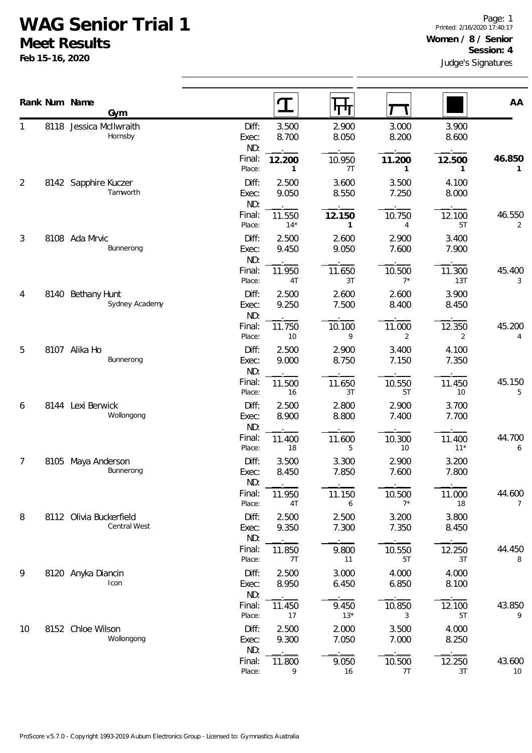# WAG Senior Trial 1

## Meet Results

**Feb 15-16, 2020**

Printed: 2/16/2020 17:40:17

**Women / 8 / Senior**

**Session: 4**

Judge's Signatures

| Rank | Num | Name / Gym | | Vault | Bars | Beam | Floor | AA |
|---|---|---|---|---|---|---|---|---|
| 1 | 8118 | Jessica McIlwraith | Diff: | 3.500 | 2.900 | 3.000 | 3.900 | |
| | | Hornsby | Exec: | 8.700 | 8.050 | 8.200 | 8.600 | |
| | | | ND: | . | . | . | . | |
| | | | Final: | **12.200** | 10.950 | **11.200** | **12.500** | **46.850** |
| | | | Place: | 1 | 7T | 1 | 1 | 1 |
| 2 | 8142 | Sapphire Kuczer | Diff: | 2.500 | 3.600 | 3.500 | 4.100 | |
| | | Tamworth | Exec: | 9.050 | 8.550 | 7.250 | 8.000 | |
| | | | ND: | . | . | . | . | |
| | | | Final: | 11.550 | **12.150** | 10.750 | 12.100 | 46.550 |
| | | | Place: | 14* | 1 | 4 | 5T | 2 |
| 3 | 8108 | Ada Mrvic | Diff: | 2.500 | 2.600 | 2.900 | 3.400 | |
| | | Bunnerong | Exec: | 9.450 | 9.050 | 7.600 | 7.900 | |
| | | | ND: | . | . | . | . | |
| | | | Final: | 11.950 | 11.650 | 10.500 | 11.300 | 45.400 |
| | | | Place: | 4T | 3T | 7* | 13T | 3 |
| 4 | 8140 | Bethany Hunt | Diff: | 2.500 | 2.600 | 2.600 | 3.900 | |
| | | Sydney Academy | Exec: | 9.250 | 7.500 | 8.400 | 8.450 | |
| | | | ND: | . | . | . | . | |
| | | | Final: | 11.750 | 10.100 | 11.000 | 12.350 | 45.200 |
| | | | Place: | 10 | 9 | 2 | 2 | 4 |
| 5 | 8107 | Alika Ho | Diff: | 2.500 | 2.900 | 3.400 | 4.100 | |
| | | Bunnerong | Exec: | 9.000 | 8.750 | 7.150 | 7.350 | |
| | | | ND: | . | . | . | . | |
| | | | Final: | 11.500 | 11.650 | 10.550 | 11.450 | 45.150 |
| | | | Place: | 16 | 3T | 5T | 10 | 5 |
| 6 | 8144 | Lexi Berwick | Diff: | 2.500 | 2.800 | 2.900 | 3.700 | |
| | | Wollongong | Exec: | 8.900 | 8.800 | 7.400 | 7.700 | |
| | | | ND: | . | . | . | . | |
| | | | Final: | 11.400 | 11.600 | 10.300 | 11.400 | 44.700 |
| | | | Place: | 18 | 5 | 10 | 11* | 6 |
| 7 | 8105 | Maya Anderson | Diff: | 3.500 | 3.300 | 2.900 | 3.200 | |
| | | Bunnerong | Exec: | 8.450 | 7.850 | 7.600 | 7.800 | |
| | | | ND: | . | . | . | . | |
| | | | Final: | 11.950 | 11.150 | 10.500 | 11.000 | 44.600 |
| | | | Place: | 4T | 6 | 7* | 18 | 7 |
| 8 | 8112 | Olivia Buckerfield | Diff: | 2.500 | 2.500 | 3.200 | 3.800 | |
| | | Central West | Exec: | 9.350 | 7.300 | 7.350 | 8.450 | |
| | | | ND: | . | . | . | . | |
| | | | Final: | 11.850 | 9.800 | 10.550 | 12.250 | 44.450 |
| | | | Place: | 7T | 11 | 5T | 3T | 8 |
| 9 | 8120 | Anyka Diancin | Diff: | 2.500 | 3.000 | 4.000 | 4.000 | |
| | | Icon | Exec: | 8.950 | 6.450 | 6.850 | 8.100 | |
| | | | ND: | . | . | . | . | |
| | | | Final: | 11.450 | 9.450 | 10.850 | 12.100 | 43.850 |
| | | | Place: | 17 | 13* | 3 | 5T | 9 |
| 10 | 8152 | Chloe Wilson | Diff: | 2.500 | 2.000 | 3.500 | 4.000 | |
| | | Wollongong | Exec: | 9.300 | 7.050 | 7.000 | 8.250 | |
| | | | ND: | . | . | . | . | |
| | | | Final: | 11.800 | 9.050 | 10.500 | 12.250 | 43.600 |
| | | | Place: | 9 | 16 | 7T | 3T | 10 |

ProScore v5.7.0 - Copyright 1993-2019 Auburn Electronics Group - Licensed to: Gymnastics Australia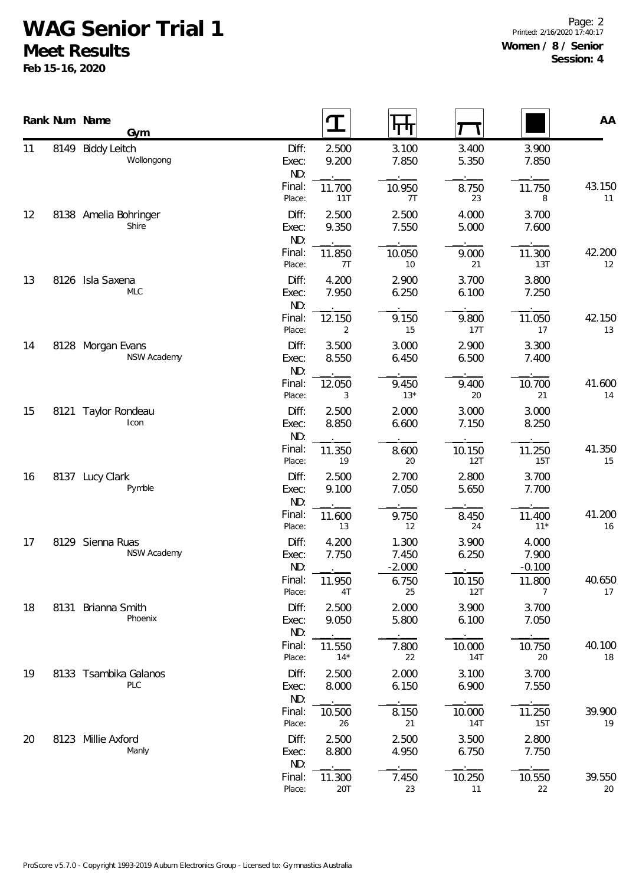# WAG Senior Trial 1

## Meet Results

**Feb 15-16, 2020**

**Women / 8 / Senior**
**Session: 4**

| Rank | Num | Name / Gym | | Vault | Bars | Beam | Floor | AA |
|---|---|---|---|---|---|---|---|---|
| 11 | 8149 | Biddy Leitch | Diff: | 2.500 | 3.100 | 3.400 | 3.900 | |
| | | Wollongong | Exec: | 9.200 | 7.850 | 5.350 | 7.850 | |
| | | | ND: | . | . | . | . | |
| | | | Final: | 11.700 | 10.950 | 8.750 | 11.750 | 43.150 |
| | | | Place: | 11T | 7T | 23 | 8 | 11 |
| 12 | 8138 | Amelia Bohringer | Diff: | 2.500 | 2.500 | 4.000 | 3.700 | |
| | | Shire | Exec: | 9.350 | 7.550 | 5.000 | 7.600 | |
| | | | ND: | . | . | . | . | |
| | | | Final: | 11.850 | 10.050 | 9.000 | 11.300 | 42.200 |
| | | | Place: | 7T | 10 | 21 | 13T | 12 |
| 13 | 8126 | Isla Saxena | Diff: | 4.200 | 2.900 | 3.700 | 3.800 | |
| | | MLC | Exec: | 7.950 | 6.250 | 6.100 | 7.250 | |
| | | | ND: | . | . | . | . | |
| | | | Final: | 12.150 | 9.150 | 9.800 | 11.050 | 42.150 |
| | | | Place: | 2 | 15 | 17T | 17 | 13 |
| 14 | 8128 | Morgan Evans | Diff: | 3.500 | 3.000 | 2.900 | 3.300 | |
| | | NSW Academy | Exec: | 8.550 | 6.450 | 6.500 | 7.400 | |
| | | | ND: | . | . | . | . | |
| | | | Final: | 12.050 | 9.450 | 9.400 | 10.700 | 41.600 |
| | | | Place: | 3 | 13* | 20 | 21 | 14 |
| 15 | 8121 | Taylor Rondeau | Diff: | 2.500 | 2.000 | 3.000 | 3.000 | |
| | | Icon | Exec: | 8.850 | 6.600 | 7.150 | 8.250 | |
| | | | ND: | . | . | . | . | |
| | | | Final: | 11.350 | 8.600 | 10.150 | 11.250 | 41.350 |
| | | | Place: | 19 | 20 | 12T | 15T | 15 |
| 16 | 8137 | Lucy Clark | Diff: | 2.500 | 2.700 | 2.800 | 3.700 | |
| | | Pymble | Exec: | 9.100 | 7.050 | 5.650 | 7.700 | |
| | | | ND: | . | . | . | . | |
| | | | Final: | 11.600 | 9.750 | 8.450 | 11.400 | 41.200 |
| | | | Place: | 13 | 12 | 24 | 11* | 16 |
| 17 | 8129 | Sienna Ruas | Diff: | 4.200 | 1.300 | 3.900 | 4.000 | |
| | | NSW Academy | Exec: | 7.750 | 7.450 | 6.250 | 7.900 | |
| | | | ND: | . | -2.000 | . | -0.100 | |
| | | | Final: | 11.950 | 6.750 | 10.150 | 11.800 | 40.650 |
| | | | Place: | 4T | 25 | 12T | 7 | 17 |
| 18 | 8131 | Brianna Smith | Diff: | 2.500 | 2.000 | 3.900 | 3.700 | |
| | | Phoenix | Exec: | 9.050 | 5.800 | 6.100 | 7.050 | |
| | | | ND: | . | . | . | . | |
| | | | Final: | 11.550 | 7.800 | 10.000 | 10.750 | 40.100 |
| | | | Place: | 14* | 22 | 14T | 20 | 18 |
| 19 | 8133 | Tsambika Galanos | Diff: | 2.500 | 2.000 | 3.100 | 3.700 | |
| | | PLC | Exec: | 8.000 | 6.150 | 6.900 | 7.550 | |
| | | | ND: | . | . | . | . | |
| | | | Final: | 10.500 | 8.150 | 10.000 | 11.250 | 39.900 |
| | | | Place: | 26 | 21 | 14T | 15T | 19 |
| 20 | 8123 | Millie Axford | Diff: | 2.500 | 2.500 | 3.500 | 2.800 | |
| | | Manly | Exec: | 8.800 | 4.950 | 6.750 | 7.750 | |
| | | | ND: | . | . | . | . | |
| | | | Final: | 11.300 | 7.450 | 10.250 | 10.550 | 39.550 |
| | | | Place: | 20T | 23 | 11 | 22 | 20 |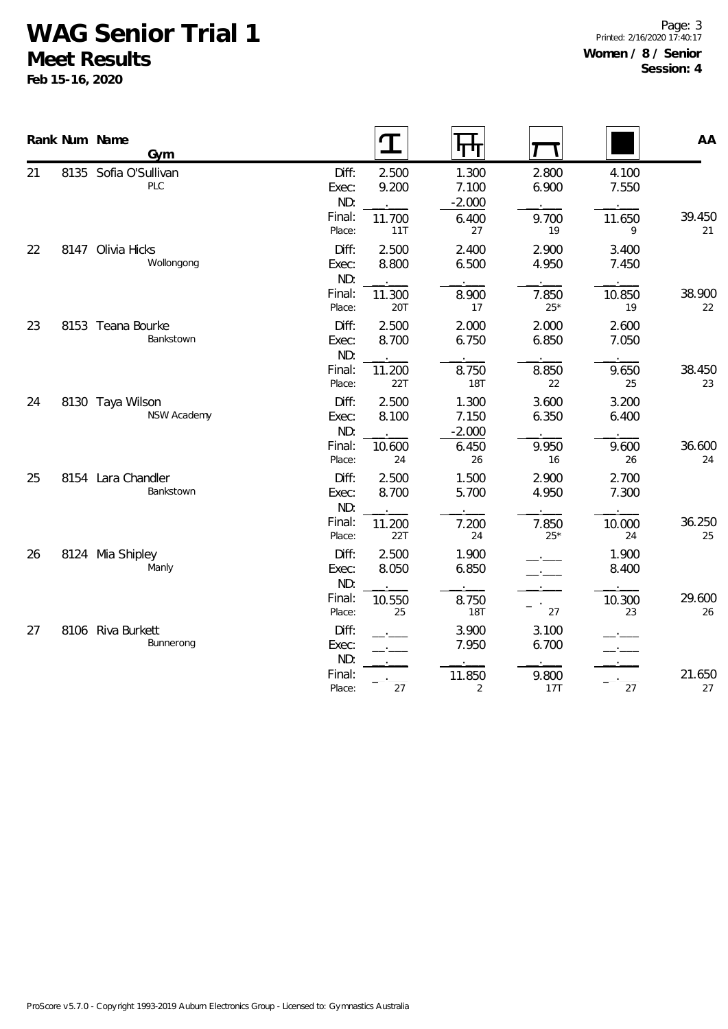# WAG Senior Trial 1

## Meet Results

**Feb 15-16, 2020**

**Women / 8 / Senior**
**Session: 4**

| Rank | Num | Name / Gym | | Vault | Bars | Beam | Floor | AA |
|---|---|---|---|---|---|---|---|---|
| 21 | 8135 | Sofia O'Sullivan | Diff: | 2.500 | 1.300 | 2.800 | 4.100 | |
| | | PLC | Exec: | 9.200 | 7.100 | 6.900 | 7.550 | |
| | | | ND: | . | -2.000 | . | . | |
| | | | Final: | 11.700 | 6.400 | 9.700 | 11.650 | 39.450 |
| | | | Place: | 11T | 27 | 19 | 9 | 21 |
| 22 | 8147 | Olivia Hicks | Diff: | 2.500 | 2.400 | 2.900 | 3.400 | |
| | | Wollongong | Exec: | 8.800 | 6.500 | 4.950 | 7.450 | |
| | | | ND: | . | . | . | . | |
| | | | Final: | 11.300 | 8.900 | 7.850 | 10.850 | 38.900 |
| | | | Place: | 20T | 17 | 25* | 19 | 22 |
| 23 | 8153 | Teana Bourke | Diff: | 2.500 | 2.000 | 2.000 | 2.600 | |
| | | Bankstown | Exec: | 8.700 | 6.750 | 6.850 | 7.050 | |
| | | | ND: | . | . | . | . | |
| | | | Final: | 11.200 | 8.750 | 8.850 | 9.650 | 38.450 |
| | | | Place: | 22T | 18T | 22 | 25 | 23 |
| 24 | 8130 | Taya Wilson | Diff: | 2.500 | 1.300 | 3.600 | 3.200 | |
| | | NSW Academy | Exec: | 8.100 | 7.150 | 6.350 | 6.400 | |
| | | | ND: | . | -2.000 | . | . | |
| | | | Final: | 10.600 | 6.450 | 9.950 | 9.600 | 36.600 |
| | | | Place: | 24 | 26 | 16 | 26 | 24 |
| 25 | 8154 | Lara Chandler | Diff: | 2.500 | 1.500 | 2.900 | 2.700 | |
| | | Bankstown | Exec: | 8.700 | 5.700 | 4.950 | 7.300 | |
| | | | ND: | . | . | . | . | |
| | | | Final: | 11.200 | 7.200 | 7.850 | 10.000 | 36.250 |
| | | | Place: | 22T | 24 | 25* | 24 | 25 |
| 26 | 8124 | Mia Shipley | Diff: | 2.500 | 1.900 | . | 1.900 | |
| | | Manly | Exec: | 8.050 | 6.850 | . | 8.400 | |
| | | | ND: | . | . | . | . | |
| | | | Final: | 10.550 | 8.750 | _ . | 10.300 | 29.600 |
| | | | Place: | 25 | 18T | 27 | 23 | 26 |
| 27 | 8106 | Riva Burkett | Diff: | . | 3.900 | 3.100 | . | |
| | | Bunnerong | Exec: | . | 7.950 | 6.700 | . | |
| | | | ND: | . | . | . | . | |
| | | | Final: | _ . | 11.850 | 9.800 | _ . | 21.650 |
| | | | Place: | 27 | 2 | 17T | 27 | 27 |

ProScore v5.7.0 - Copyright 1993-2019 Auburn Electronics Group - Licensed to: Gymnastics Australia